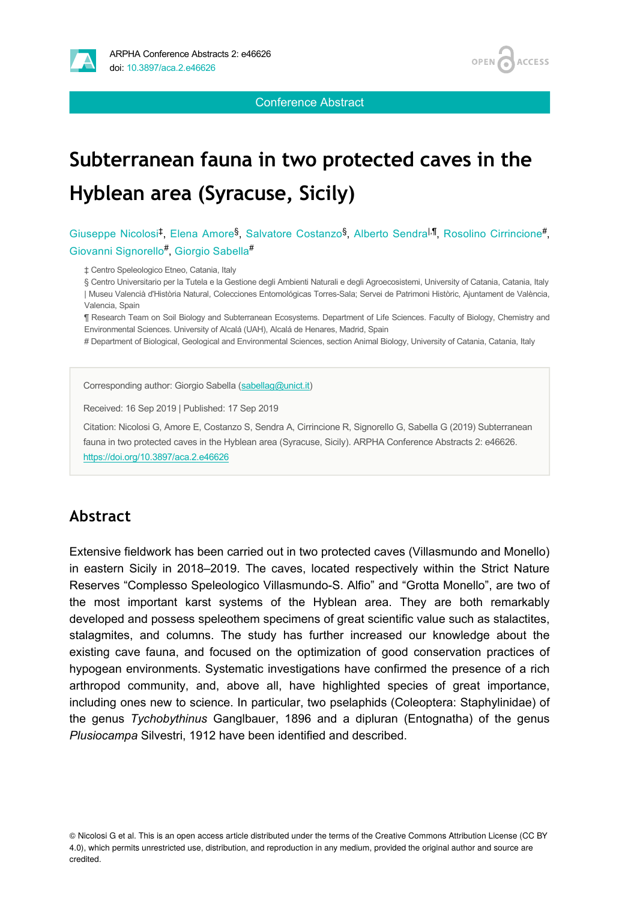Conference Abstract

# Subterranean fauna in two protected caves in the Hyblean area (Syracuse, Sicily)

Giuseppe Nicolosi[‡], Elena Amore[§], Salvatore Costanzo[§], Alberto Sendra[|,¶], Rosolino Cirrincione[#], Giovanni Signorello[#], Giorgio Sabella[#]

‡ Centro Speleologico Etneo, Catania, Italy

§ Centro Universitario per la Tutela e la Gestione degli Ambienti Naturali e degli Agroecosistemi, University of Catania, Catania, Italy

| Museu Valencià d'Història Natural, Colecciones Entomológicas Torres-Sala; Servei de Patrimoni Històric, Ajuntament de València, Valencia, Spain

¶ Research Team on Soil Biology and Subterranean Ecosystems. Department of Life Sciences. Faculty of Biology, Chemistry and Environmental Sciences. University of Alcalá (UAH), Alcalá de Henares, Madrid, Spain

# Department of Biological, Geological and Environmental Sciences, section Animal Biology, University of Catania, Catania, Italy

Corresponding author: Giorgio Sabella (sabellag@unict.it)

Received: 16 Sep 2019 | Published: 17 Sep 2019

Citation: Nicolosi G, Amore E, Costanzo S, Sendra A, Cirrincione R, Signorello G, Sabella G (2019) Subterranean fauna in two protected caves in the Hyblean area (Syracuse, Sicily). ARPHA Conference Abstracts 2: e46626. https://doi.org/10.3897/aca.2.e46626

## Abstract

Extensive fieldwork has been carried out in two protected caves (Villasmundo and Monello) in eastern Sicily in 2018–2019. The caves, located respectively within the Strict Nature Reserves "Complesso Speleologico Villasmundo-S. Alfio" and "Grotta Monello", are two of the most important karst systems of the Hyblean area. They are both remarkably developed and possess speleothem specimens of great scientific value such as stalactites, stalagmites, and columns. The study has further increased our knowledge about the existing cave fauna, and focused on the optimization of good conservation practices of hypogean environments. Systematic investigations have confirmed the presence of a rich arthropod community, and, above all, have highlighted species of great importance, including ones new to science. In particular, two pselaphids (Coleoptera: Staphylinidae) of the genus *Tychobythinus* Ganglbauer, 1896 and a dipluran (Entognatha) of the genus *Plusiocampa* Silvestri, 1912 have been identified and described.

© Nicolosi G et al. This is an open access article distributed under the terms of the Creative Commons Attribution License (CC BY 4.0), which permits unrestricted use, distribution, and reproduction in any medium, provided the original author and source are credited.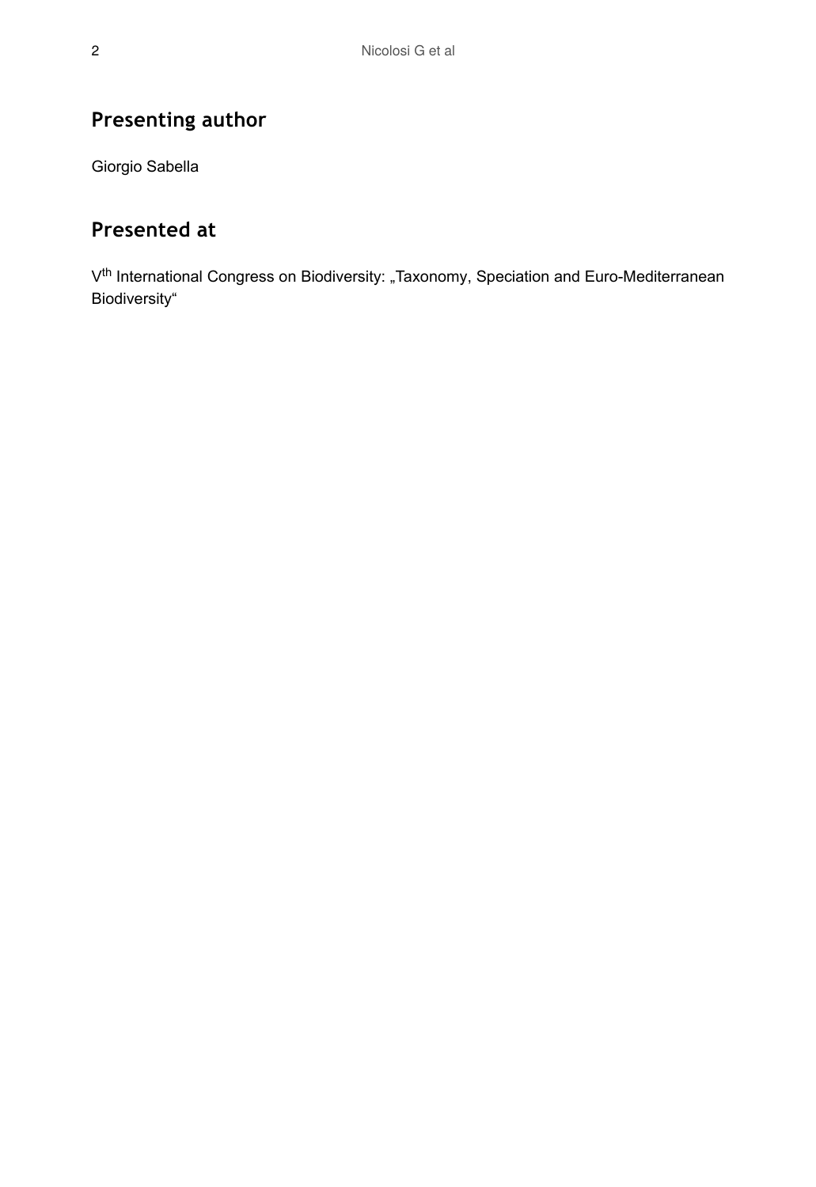## Presenting author

Giorgio Sabella

## Presented at

V$^{th}$ International Congress on Biodiversity: „Taxonomy, Speciation and Euro-Mediterranean Biodiversity“